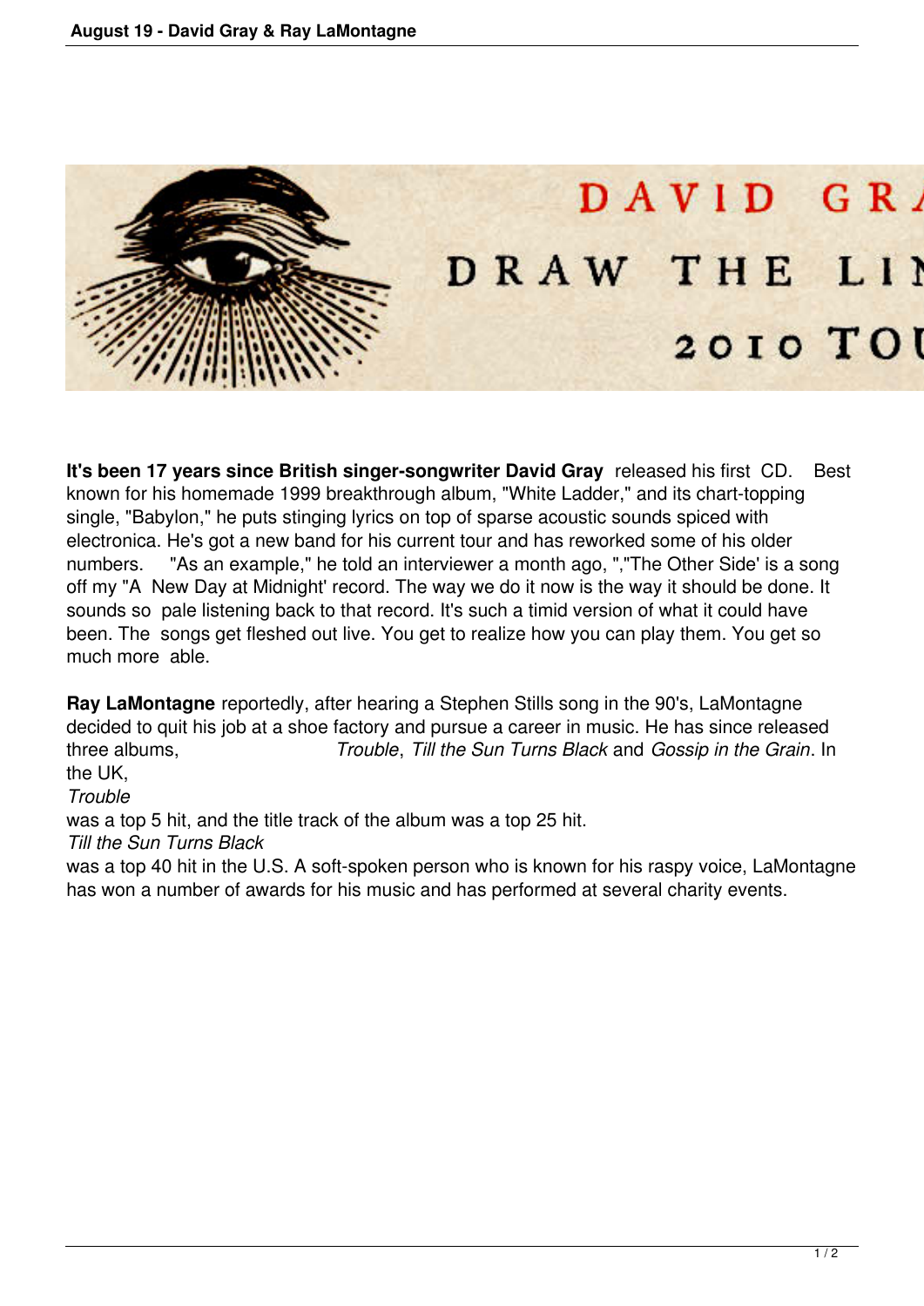# August 19 - David Gray & Ray LaMontagne

DAVID GR
DRAW THE LI
2010 TOU

**It's been 17 years since British singer-songwriter David Gray** released his first CD. Best known for his homemade 1999 breakthrough album, "White Ladder," and its chart-topping single, "Babylon," he puts stinging lyrics on top of sparse acoustic sounds spiced with electronica. He's got a new band for his current tour and has reworked some of his older numbers. "As an example," he told an interviewer a month ago, ","The Other Side' is a song off my "A New Day at Midnight' record. The way we do it now is the way it should be done. It sounds so pale listening back to that record. It's such a timid version of what it could have been. The songs get fleshed out live. You get to realize how you can play them. You get so much more able.

**Ray LaMontagne** reportedly, after hearing a Stephen Stills song in the 90's, LaMontagne decided to quit his job at a shoe factory and pursue a career in music. He has since released three albums, *Trouble*, *Till the Sun Turns Black* and *Gossip in the Grain*. In the UK, *Trouble* was a top 5 hit, and the title track of the album was a top 25 hit. *Till the Sun Turns Black* was a top 40 hit in the U.S. A soft-spoken person who is known for his raspy voice, LaMontagne has won a number of awards for his music and has performed at several charity events.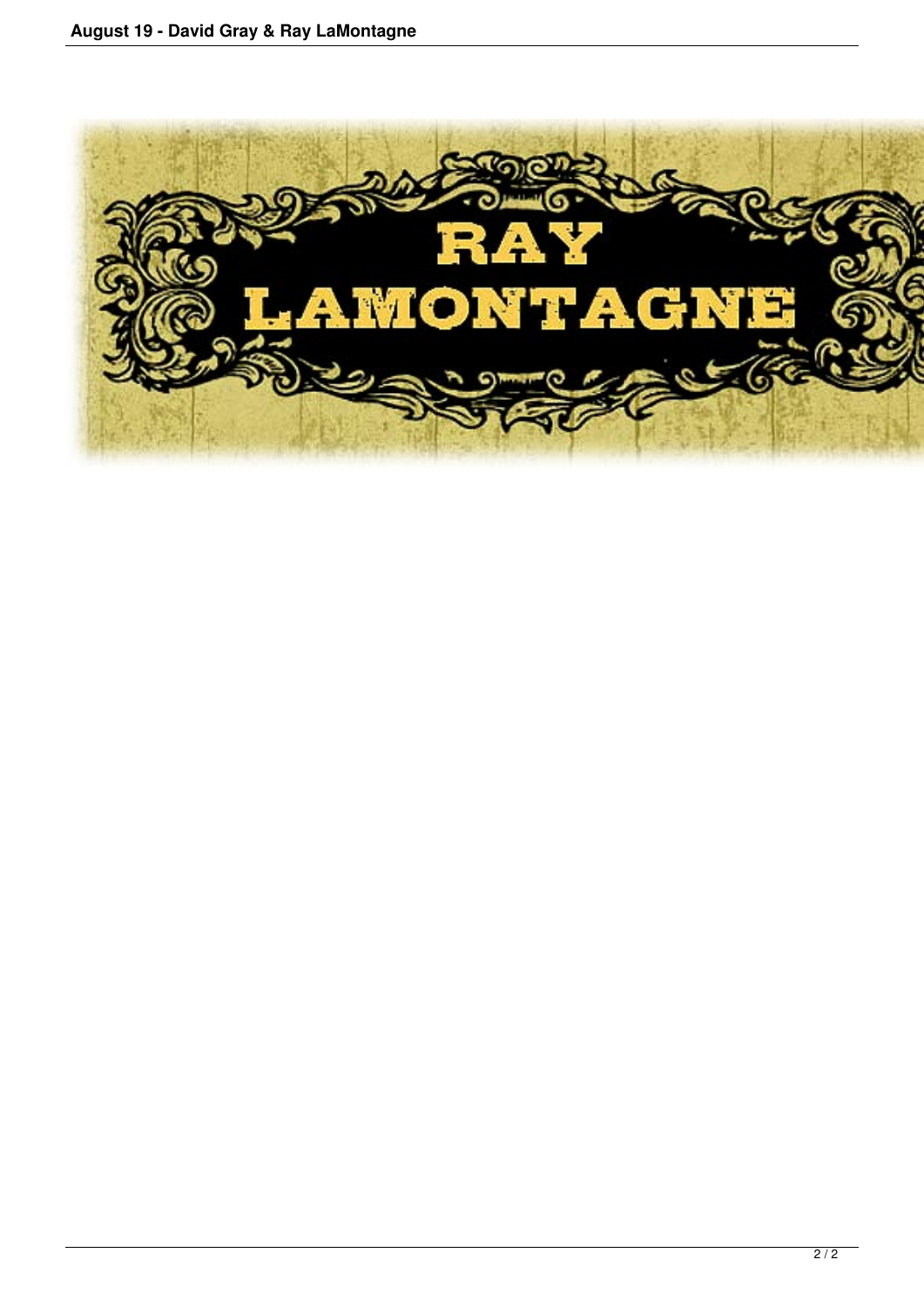RAY LAMONTAGNE